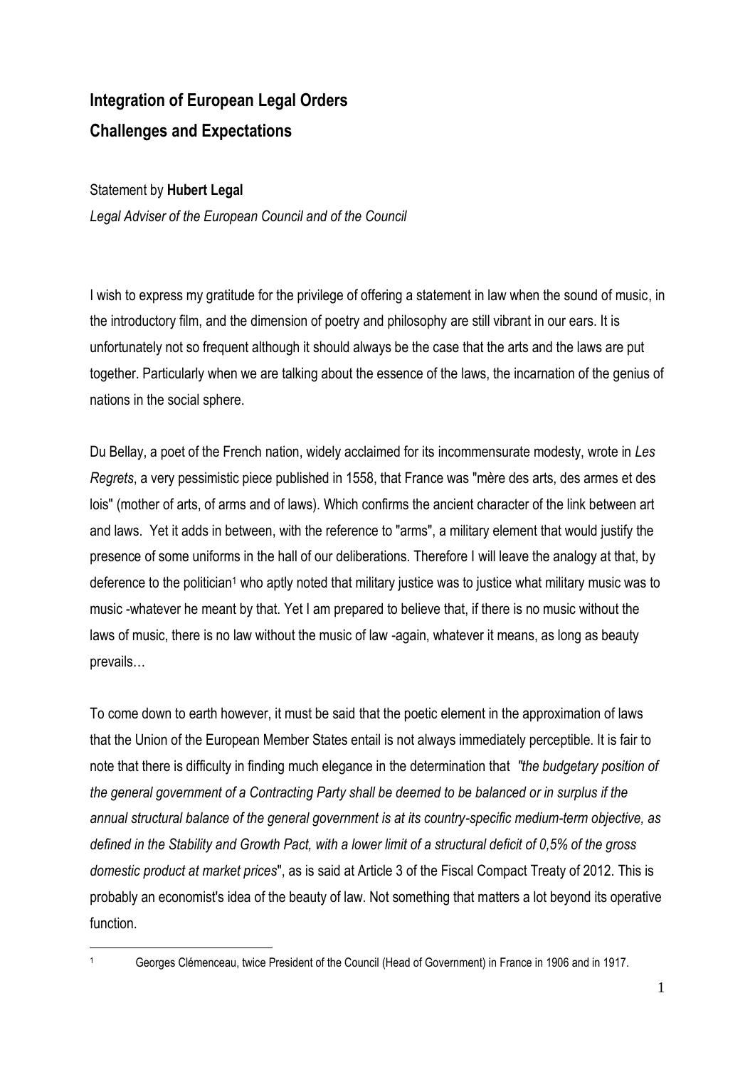**Integration of European Legal Orders**
**Challenges and Expectations**

Statement by **Hubert Legal**
*Legal Adviser of the European Council and of the Council*

I wish to express my gratitude for the privilege of offering a statement in law when the sound of music, in the introductory film, and the dimension of poetry and philosophy are still vibrant in our ears. It is unfortunately not so frequent although it should always be the case that the arts and the laws are put together. Particularly when we are talking about the essence of the laws, the incarnation of the genius of nations in the social sphere.

Du Bellay, a poet of the French nation, widely acclaimed for its incommensurate modesty, wrote in *Les Regrets*, a very pessimistic piece published in 1558, that France was "mère des arts, des armes et des lois" (mother of arts, of arms and of laws). Which confirms the ancient character of the link between art and laws. Yet it adds in between, with the reference to "arms", a military element that would justify the presence of some uniforms in the hall of our deliberations. Therefore I will leave the analogy at that, by deference to the politician[1] who aptly noted that military justice was to justice what military music was to music -whatever he meant by that. Yet I am prepared to believe that, if there is no music without the laws of music, there is no law without the music of law -again, whatever it means, as long as beauty prevails…

To come down to earth however, it must be said that the poetic element in the approximation of laws that the Union of the European Member States entail is not always immediately perceptible. It is fair to note that there is difficulty in finding much elegance in the determination that *"the budgetary position of the general government of a Contracting Party shall be deemed to be balanced or in surplus if the annual structural balance of the general government is at its country-specific medium-term objective, as defined in the Stability and Growth Pact, with a lower limit of a structural deficit of 0,5% of the gross domestic product at market prices*", as is said at Article 3 of the Fiscal Compact Treaty of 2012. This is probably an economist's idea of the beauty of law. Not something that matters a lot beyond its operative function.

[1] Georges Clémenceau, twice President of the Council (Head of Government) in France in 1906 and in 1917.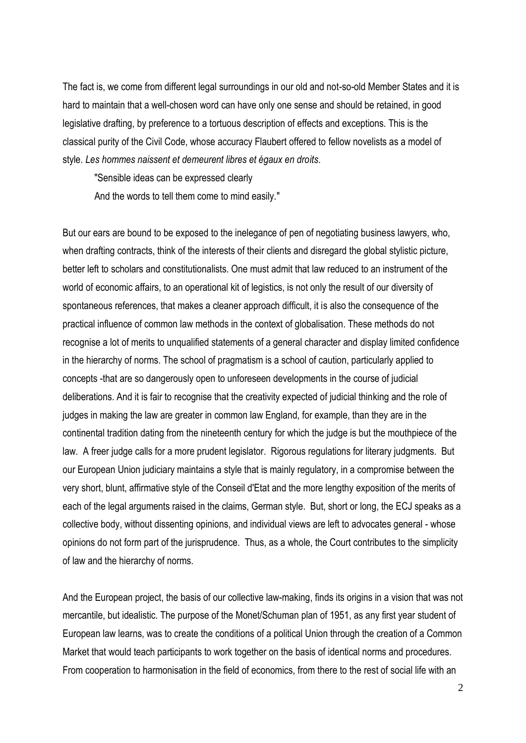The fact is, we come from different legal surroundings in our old and not-so-old Member States and it is hard to maintain that a well-chosen word can have only one sense and should be retained, in good legislative drafting, by preference to a tortuous description of effects and exceptions. This is the classical purity of the Civil Code, whose accuracy Flaubert offered to fellow novelists as a model of style. *Les hommes naissent et demeurent libres et égaux en droits*.

> "Sensible ideas can be expressed clearly
> And the words to tell them come to mind easily."

But our ears are bound to be exposed to the inelegance of pen of negotiating business lawyers, who, when drafting contracts, think of the interests of their clients and disregard the global stylistic picture, better left to scholars and constitutionalists. One must admit that law reduced to an instrument of the world of economic affairs, to an operational kit of legistics, is not only the result of our diversity of spontaneous references, that makes a cleaner approach difficult, it is also the consequence of the practical influence of common law methods in the context of globalisation. These methods do not recognise a lot of merits to unqualified statements of a general character and display limited confidence in the hierarchy of norms. The school of pragmatism is a school of caution, particularly applied to concepts -that are so dangerously open to unforeseen developments in the course of judicial deliberations. And it is fair to recognise that the creativity expected of judicial thinking and the role of judges in making the law are greater in common law England, for example, than they are in the continental tradition dating from the nineteenth century for which the judge is but the mouthpiece of the law. A freer judge calls for a more prudent legislator. Rigorous regulations for literary judgments. But our European Union judiciary maintains a style that is mainly regulatory, in a compromise between the very short, blunt, affirmative style of the Conseil d'Etat and the more lengthy exposition of the merits of each of the legal arguments raised in the claims, German style. But, short or long, the ECJ speaks as a collective body, without dissenting opinions, and individual views are left to advocates general - whose opinions do not form part of the jurisprudence. Thus, as a whole, the Court contributes to the simplicity of law and the hierarchy of norms.

And the European project, the basis of our collective law-making, finds its origins in a vision that was not mercantile, but idealistic. The purpose of the Monet/Schuman plan of 1951, as any first year student of European law learns, was to create the conditions of a political Union through the creation of a Common Market that would teach participants to work together on the basis of identical norms and procedures. From cooperation to harmonisation in the field of economics, from there to the rest of social life with an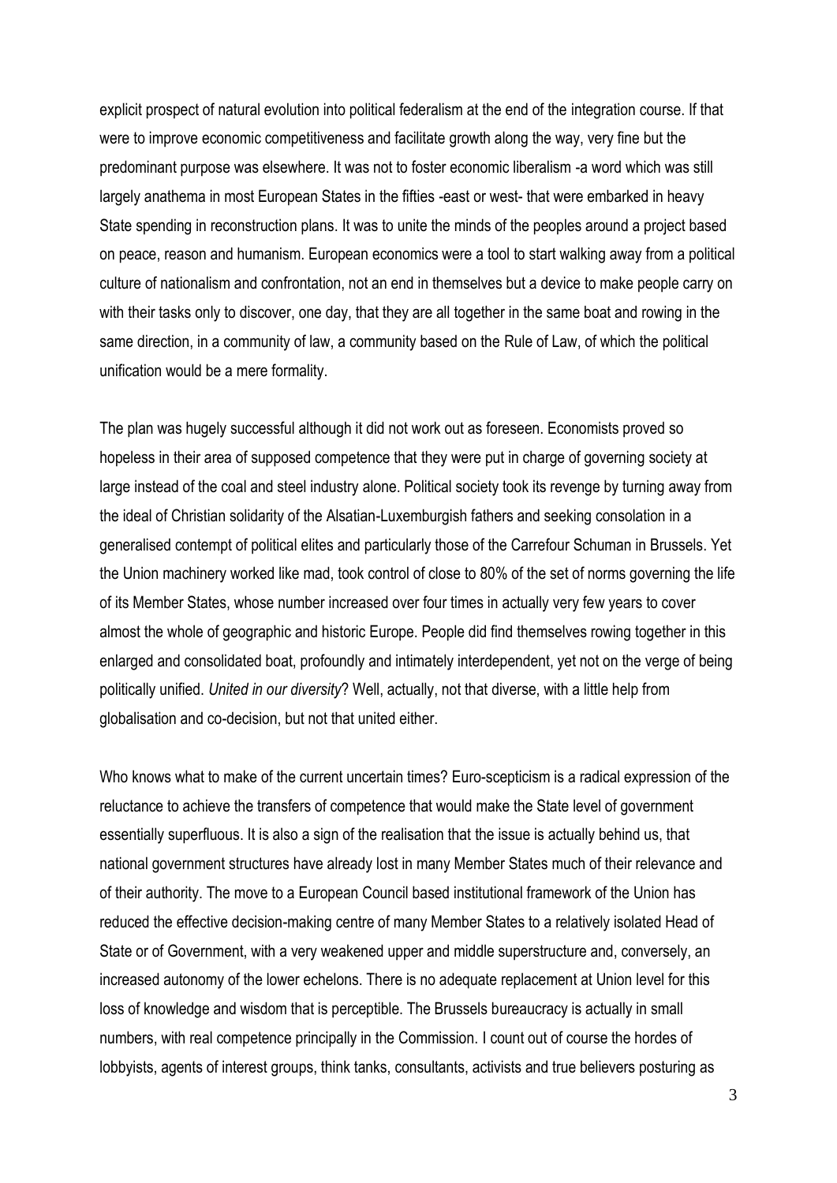explicit prospect of natural evolution into political federalism at the end of the integration course. If that were to improve economic competitiveness and facilitate growth along the way, very fine but the predominant purpose was elsewhere. It was not to foster economic liberalism -a word which was still largely anathema in most European States in the fifties -east or west- that were embarked in heavy State spending in reconstruction plans. It was to unite the minds of the peoples around a project based on peace, reason and humanism. European economics were a tool to start walking away from a political culture of nationalism and confrontation, not an end in themselves but a device to make people carry on with their tasks only to discover, one day, that they are all together in the same boat and rowing in the same direction, in a community of law, a community based on the Rule of Law, of which the political unification would be a mere formality.

The plan was hugely successful although it did not work out as foreseen. Economists proved so hopeless in their area of supposed competence that they were put in charge of governing society at large instead of the coal and steel industry alone. Political society took its revenge by turning away from the ideal of Christian solidarity of the Alsatian-Luxemburgish fathers and seeking consolation in a generalised contempt of political elites and particularly those of the Carrefour Schuman in Brussels. Yet the Union machinery worked like mad, took control of close to 80% of the set of norms governing the life of its Member States, whose number increased over four times in actually very few years to cover almost the whole of geographic and historic Europe. People did find themselves rowing together in this enlarged and consolidated boat, profoundly and intimately interdependent, yet not on the verge of being politically unified. *United in our diversity*? Well, actually, not that diverse, with a little help from globalisation and co-decision, but not that united either.

Who knows what to make of the current uncertain times? Euro-scepticism is a radical expression of the reluctance to achieve the transfers of competence that would make the State level of government essentially superfluous. It is also a sign of the realisation that the issue is actually behind us, that national government structures have already lost in many Member States much of their relevance and of their authority. The move to a European Council based institutional framework of the Union has reduced the effective decision-making centre of many Member States to a relatively isolated Head of State or of Government, with a very weakened upper and middle superstructure and, conversely, an increased autonomy of the lower echelons. There is no adequate replacement at Union level for this loss of knowledge and wisdom that is perceptible. The Brussels bureaucracy is actually in small numbers, with real competence principally in the Commission. I count out of course the hordes of lobbyists, agents of interest groups, think tanks, consultants, activists and true believers posturing as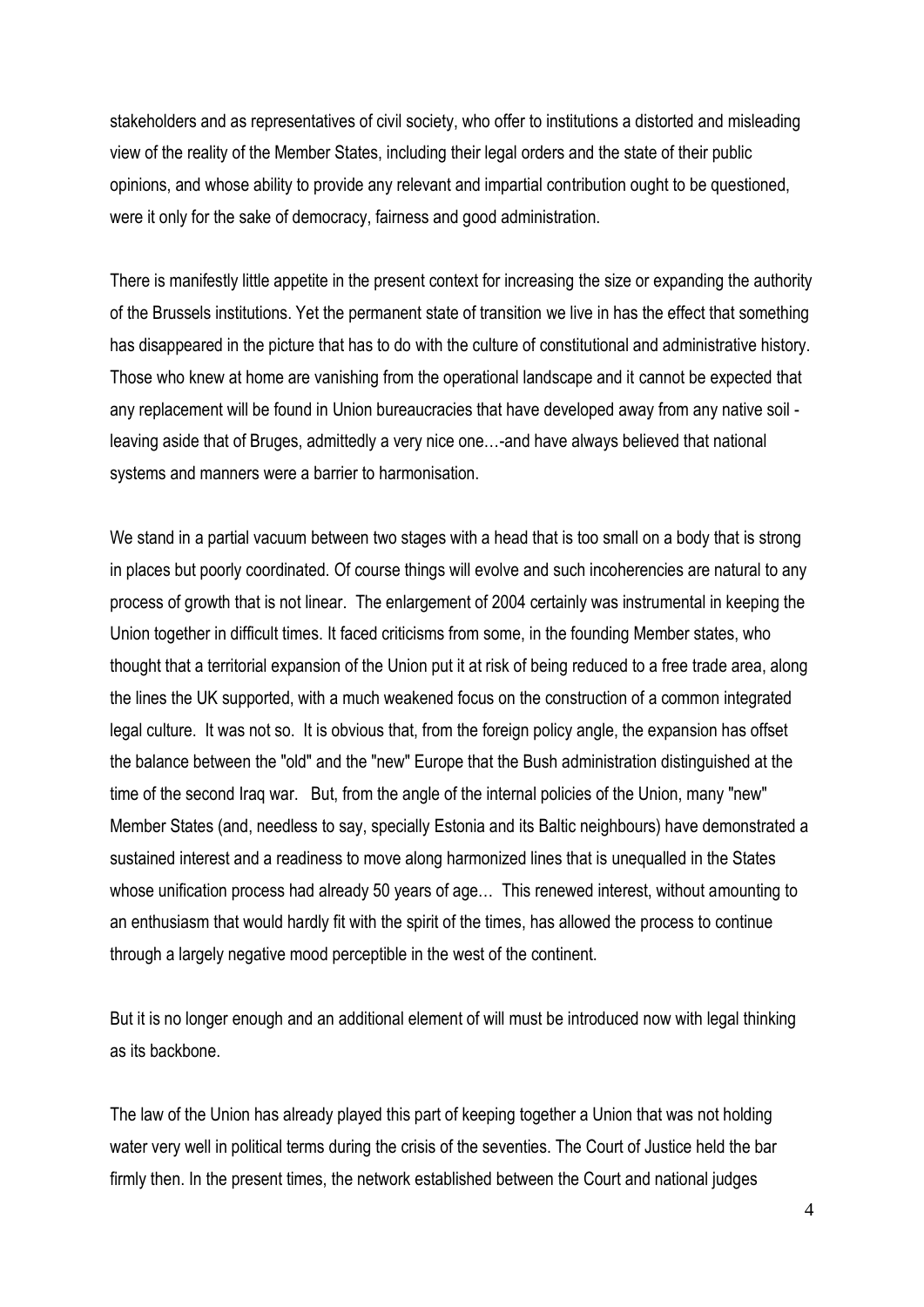stakeholders and as representatives of civil society, who offer to institutions a distorted and misleading view of the reality of the Member States, including their legal orders and the state of their public opinions, and whose ability to provide any relevant and impartial contribution ought to be questioned, were it only for the sake of democracy, fairness and good administration.

There is manifestly little appetite in the present context for increasing the size or expanding the authority of the Brussels institutions. Yet the permanent state of transition we live in has the effect that something has disappeared in the picture that has to do with the culture of constitutional and administrative history. Those who knew at home are vanishing from the operational landscape and it cannot be expected that any replacement will be found in Union bureaucracies that have developed away from any native soil - leaving aside that of Bruges, admittedly a very nice one…-and have always believed that national systems and manners were a barrier to harmonisation.

We stand in a partial vacuum between two stages with a head that is too small on a body that is strong in places but poorly coordinated. Of course things will evolve and such incoherencies are natural to any process of growth that is not linear. The enlargement of 2004 certainly was instrumental in keeping the Union together in difficult times. It faced criticisms from some, in the founding Member states, who thought that a territorial expansion of the Union put it at risk of being reduced to a free trade area, along the lines the UK supported, with a much weakened focus on the construction of a common integrated legal culture. It was not so. It is obvious that, from the foreign policy angle, the expansion has offset the balance between the "old" and the "new" Europe that the Bush administration distinguished at the time of the second Iraq war. But, from the angle of the internal policies of the Union, many "new" Member States (and, needless to say, specially Estonia and its Baltic neighbours) have demonstrated a sustained interest and a readiness to move along harmonized lines that is unequalled in the States whose unification process had already 50 years of age… This renewed interest, without amounting to an enthusiasm that would hardly fit with the spirit of the times, has allowed the process to continue through a largely negative mood perceptible in the west of the continent.

But it is no longer enough and an additional element of will must be introduced now with legal thinking as its backbone.

The law of the Union has already played this part of keeping together a Union that was not holding water very well in political terms during the crisis of the seventies. The Court of Justice held the bar firmly then. In the present times, the network established between the Court and national judges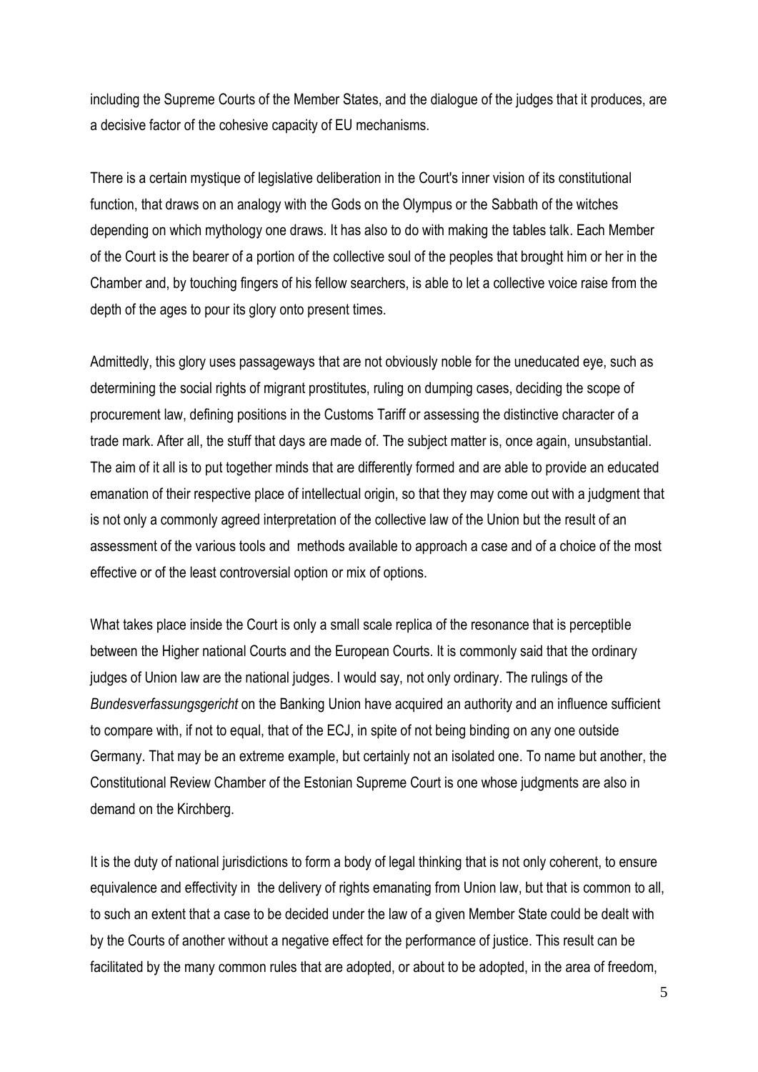including the Supreme Courts of the Member States, and the dialogue of the judges that it produces, are a decisive factor of the cohesive capacity of EU mechanisms.

There is a certain mystique of legislative deliberation in the Court's inner vision of its constitutional function, that draws on an analogy with the Gods on the Olympus or the Sabbath of the witches depending on which mythology one draws. It has also to do with making the tables talk. Each Member of the Court is the bearer of a portion of the collective soul of the peoples that brought him or her in the Chamber and, by touching fingers of his fellow searchers, is able to let a collective voice raise from the depth of the ages to pour its glory onto present times.

Admittedly, this glory uses passageways that are not obviously noble for the uneducated eye, such as determining the social rights of migrant prostitutes, ruling on dumping cases, deciding the scope of procurement law, defining positions in the Customs Tariff or assessing the distinctive character of a trade mark. After all, the stuff that days are made of. The subject matter is, once again, unsubstantial. The aim of it all is to put together minds that are differently formed and are able to provide an educated emanation of their respective place of intellectual origin, so that they may come out with a judgment that is not only a commonly agreed interpretation of the collective law of the Union but the result of an assessment of the various tools and methods available to approach a case and of a choice of the most effective or of the least controversial option or mix of options.

What takes place inside the Court is only a small scale replica of the resonance that is perceptible between the Higher national Courts and the European Courts. It is commonly said that the ordinary judges of Union law are the national judges. I would say, not only ordinary. The rulings of the *Bundesverfassungsgericht* on the Banking Union have acquired an authority and an influence sufficient to compare with, if not to equal, that of the ECJ, in spite of not being binding on any one outside Germany. That may be an extreme example, but certainly not an isolated one. To name but another, the Constitutional Review Chamber of the Estonian Supreme Court is one whose judgments are also in demand on the Kirchberg.

It is the duty of national jurisdictions to form a body of legal thinking that is not only coherent, to ensure equivalence and effectivity in the delivery of rights emanating from Union law, but that is common to all, to such an extent that a case to be decided under the law of a given Member State could be dealt with by the Courts of another without a negative effect for the performance of justice. This result can be facilitated by the many common rules that are adopted, or about to be adopted, in the area of freedom,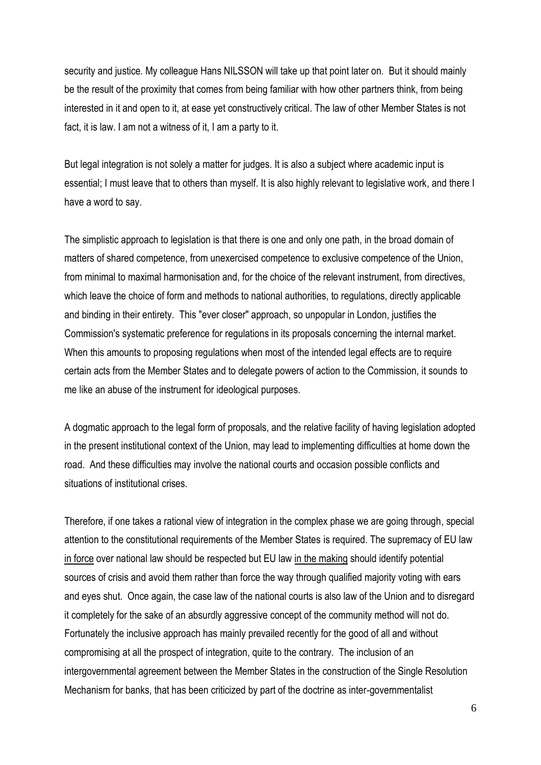security and justice. My colleague Hans NILSSON will take up that point later on. But it should mainly be the result of the proximity that comes from being familiar with how other partners think, from being interested in it and open to it, at ease yet constructively critical. The law of other Member States is not fact, it is law. I am not a witness of it, I am a party to it.

But legal integration is not solely a matter for judges. It is also a subject where academic input is essential; I must leave that to others than myself. It is also highly relevant to legislative work, and there I have a word to say.

The simplistic approach to legislation is that there is one and only one path, in the broad domain of matters of shared competence, from unexercised competence to exclusive competence of the Union, from minimal to maximal harmonisation and, for the choice of the relevant instrument, from directives, which leave the choice of form and methods to national authorities, to regulations, directly applicable and binding in their entirety. This "ever closer" approach, so unpopular in London, justifies the Commission's systematic preference for regulations in its proposals concerning the internal market. When this amounts to proposing regulations when most of the intended legal effects are to require certain acts from the Member States and to delegate powers of action to the Commission, it sounds to me like an abuse of the instrument for ideological purposes.

A dogmatic approach to the legal form of proposals, and the relative facility of having legislation adopted in the present institutional context of the Union, may lead to implementing difficulties at home down the road. And these difficulties may involve the national courts and occasion possible conflicts and situations of institutional crises.

Therefore, if one takes a rational view of integration in the complex phase we are going through, special attention to the constitutional requirements of the Member States is required. The supremacy of EU law <u>in force</u> over national law should be respected but EU law <u>in the making</u> should identify potential sources of crisis and avoid them rather than force the way through qualified majority voting with ears and eyes shut. Once again, the case law of the national courts is also law of the Union and to disregard it completely for the sake of an absurdly aggressive concept of the community method will not do. Fortunately the inclusive approach has mainly prevailed recently for the good of all and without compromising at all the prospect of integration, quite to the contrary. The inclusion of an intergovernmental agreement between the Member States in the construction of the Single Resolution Mechanism for banks, that has been criticized by part of the doctrine as inter-governmentalist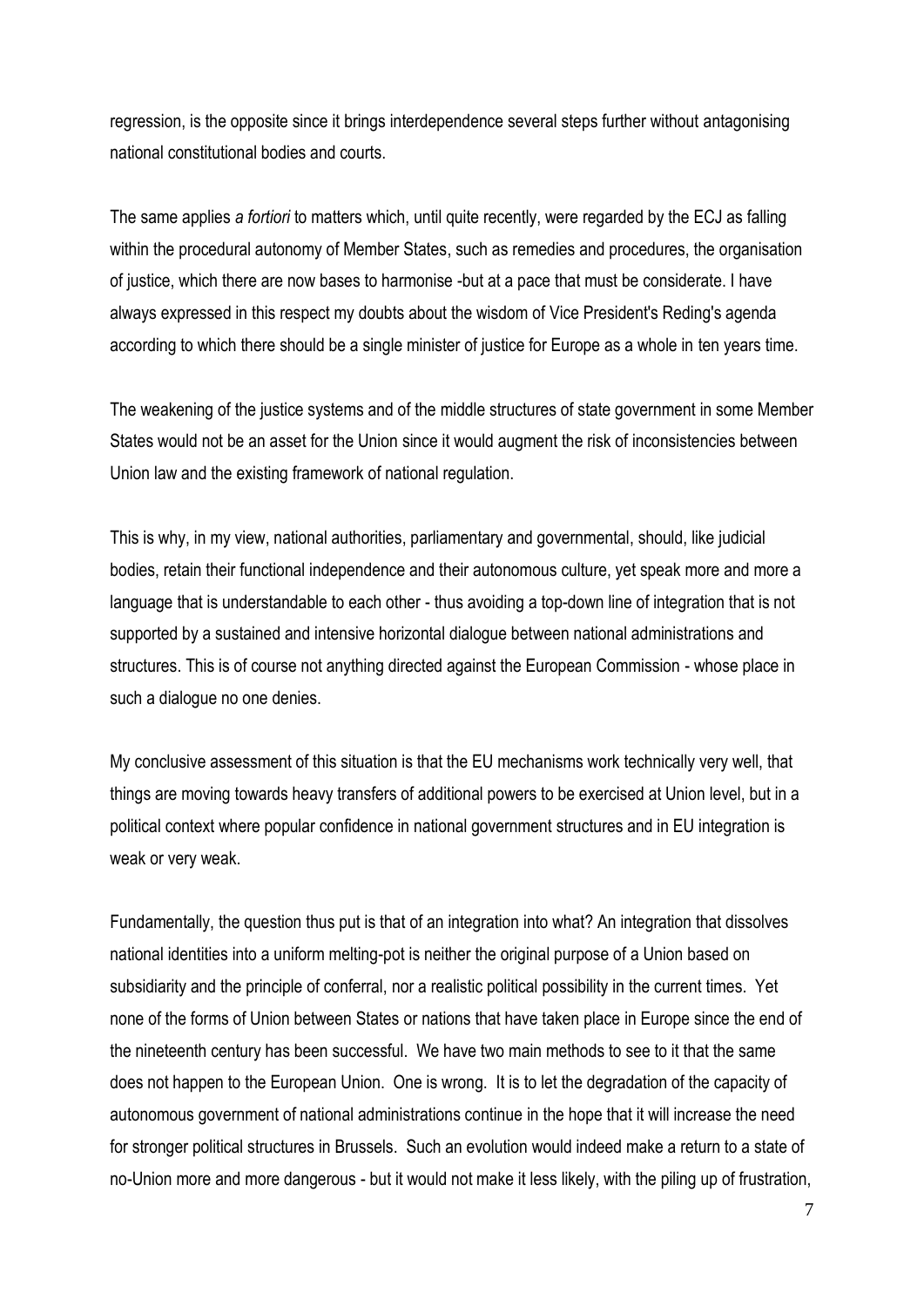regression, is the opposite since it brings interdependence several steps further without antagonising national constitutional bodies and courts.

The same applies *a fortiori* to matters which, until quite recently, were regarded by the ECJ as falling within the procedural autonomy of Member States, such as remedies and procedures, the organisation of justice, which there are now bases to harmonise -but at a pace that must be considerate. I have always expressed in this respect my doubts about the wisdom of Vice President's Reding's agenda according to which there should be a single minister of justice for Europe as a whole in ten years time.

The weakening of the justice systems and of the middle structures of state government in some Member States would not be an asset for the Union since it would augment the risk of inconsistencies between Union law and the existing framework of national regulation.

This is why, in my view, national authorities, parliamentary and governmental, should, like judicial bodies, retain their functional independence and their autonomous culture, yet speak more and more a language that is understandable to each other - thus avoiding a top-down line of integration that is not supported by a sustained and intensive horizontal dialogue between national administrations and structures. This is of course not anything directed against the European Commission - whose place in such a dialogue no one denies.

My conclusive assessment of this situation is that the EU mechanisms work technically very well, that things are moving towards heavy transfers of additional powers to be exercised at Union level, but in a political context where popular confidence in national government structures and in EU integration is weak or very weak.

Fundamentally, the question thus put is that of an integration into what? An integration that dissolves national identities into a uniform melting-pot is neither the original purpose of a Union based on subsidiarity and the principle of conferral, nor a realistic political possibility in the current times. Yet none of the forms of Union between States or nations that have taken place in Europe since the end of the nineteenth century has been successful. We have two main methods to see to it that the same does not happen to the European Union. One is wrong. It is to let the degradation of the capacity of autonomous government of national administrations continue in the hope that it will increase the need for stronger political structures in Brussels. Such an evolution would indeed make a return to a state of no-Union more and more dangerous - but it would not make it less likely, with the piling up of frustration,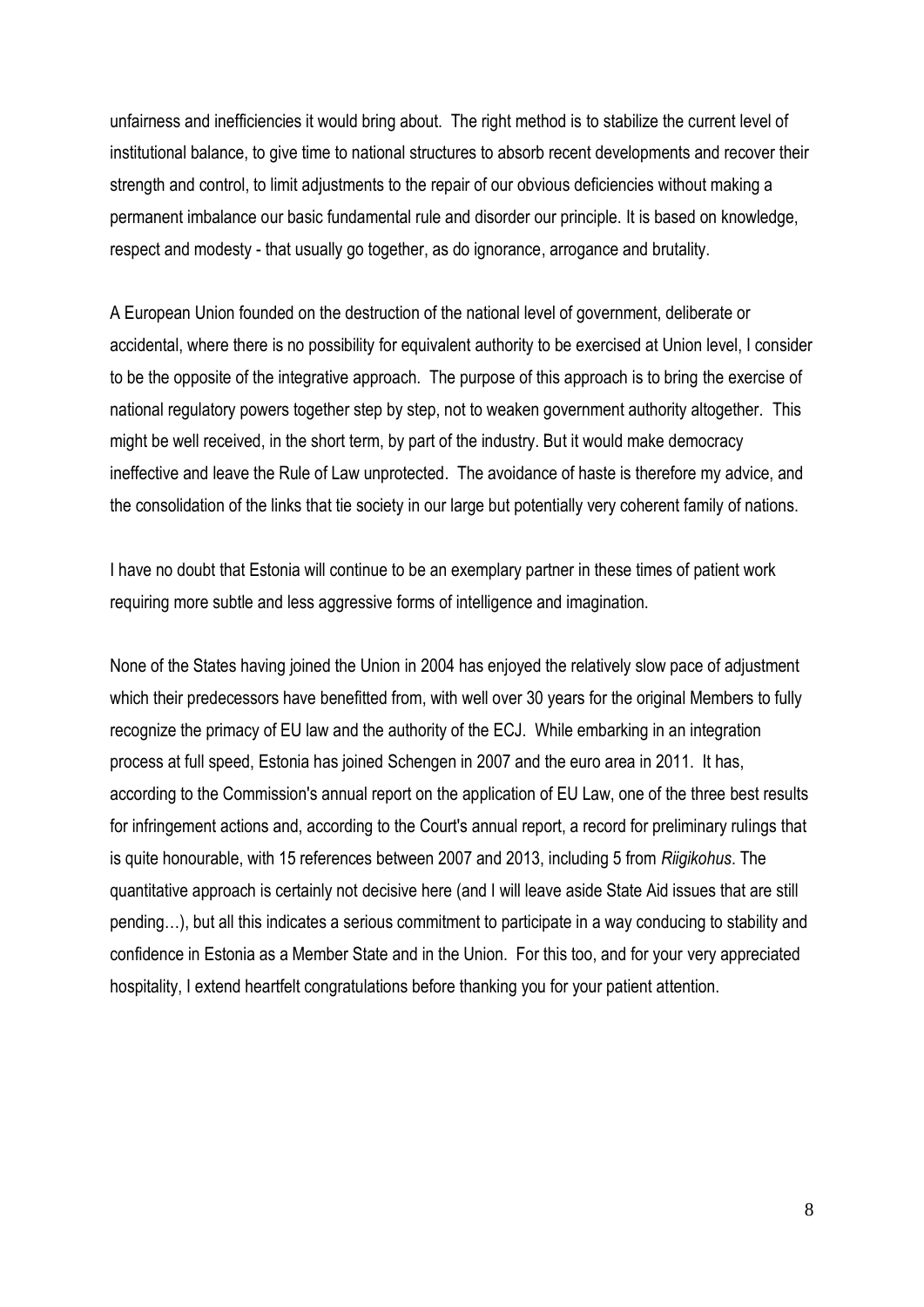unfairness and inefficiencies it would bring about. The right method is to stabilize the current level of institutional balance, to give time to national structures to absorb recent developments and recover their strength and control, to limit adjustments to the repair of our obvious deficiencies without making a permanent imbalance our basic fundamental rule and disorder our principle. It is based on knowledge, respect and modesty - that usually go together, as do ignorance, arrogance and brutality.

A European Union founded on the destruction of the national level of government, deliberate or accidental, where there is no possibility for equivalent authority to be exercised at Union level, I consider to be the opposite of the integrative approach. The purpose of this approach is to bring the exercise of national regulatory powers together step by step, not to weaken government authority altogether. This might be well received, in the short term, by part of the industry. But it would make democracy ineffective and leave the Rule of Law unprotected. The avoidance of haste is therefore my advice, and the consolidation of the links that tie society in our large but potentially very coherent family of nations.

I have no doubt that Estonia will continue to be an exemplary partner in these times of patient work requiring more subtle and less aggressive forms of intelligence and imagination.

None of the States having joined the Union in 2004 has enjoyed the relatively slow pace of adjustment which their predecessors have benefitted from, with well over 30 years for the original Members to fully recognize the primacy of EU law and the authority of the ECJ. While embarking in an integration process at full speed, Estonia has joined Schengen in 2007 and the euro area in 2011. It has, according to the Commission's annual report on the application of EU Law, one of the three best results for infringement actions and, according to the Court's annual report, a record for preliminary rulings that is quite honourable, with 15 references between 2007 and 2013, including 5 from *Riigikohus*. The quantitative approach is certainly not decisive here (and I will leave aside State Aid issues that are still pending…), but all this indicates a serious commitment to participate in a way conducing to stability and confidence in Estonia as a Member State and in the Union. For this too, and for your very appreciated hospitality, I extend heartfelt congratulations before thanking you for your patient attention.